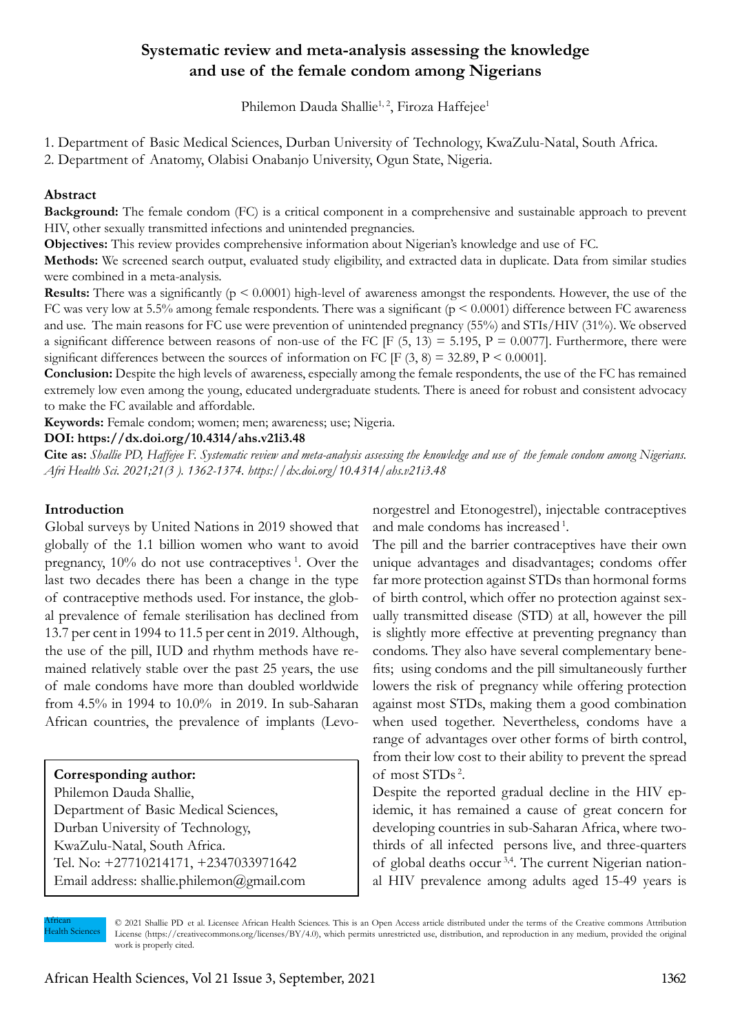# Systematic review and meta-analysis assessing the knowledge and use of the female condom among Nigerians

Philemon Dauda Shallie[1,2], Firoza Haffejee[1]

1. Department of Basic Medical Sciences, Durban University of Technology, KwaZulu-Natal, South Africa.
2. Department of Anatomy, Olabisi Onabanjo University, Ogun State, Nigeria.

## Abstract

**Background:** The female condom (FC) is a critical component in a comprehensive and sustainable approach to prevent HIV, other sexually transmitted infections and unintended pregnancies.

**Objectives:** This review provides comprehensive information about Nigerian's knowledge and use of FC.

**Methods:** We screened search output, evaluated study eligibility, and extracted data in duplicate. Data from similar studies were combined in a meta-analysis.

**Results:** There was a significantly ($p < 0.0001$) high-level of awareness amongst the respondents. However, the use of the FC was very low at 5.5% among female respondents. There was a significant ($p < 0.0001$) difference between FC awareness and use. The main reasons for FC use were prevention of unintended pregnancy (55%) and STIs/HIV (31%). We observed a significant difference between reasons of non-use of the FC [$F(5, 13) = 5.195$, $P = 0.0077$]. Furthermore, there were significant differences between the sources of information on FC [$F(3, 8) = 32.89$, $P < 0.0001$].

**Conclusion:** Despite the high levels of awareness, especially among the female respondents, the use of the FC has remained extremely low even among the young, educated undergraduate students. There is aneed for robust and consistent advocacy to make the FC available and affordable.

**Keywords:** Female condom; women; men; awareness; use; Nigeria.

**DOI: https://dx.doi.org/10.4314/ahs.v21i3.48**

**Cite as:** *Shallie PD, Haffejee F. Systematic review and meta-analysis assessing the knowledge and use of the female condom among Nigerians. Afri Health Sci. 2021;21(3 ). 1362-1374. https://dx.doi.org/10.4314/ahs.v21i3.48*

## Introduction

Global surveys by United Nations in 2019 showed that globally of the 1.1 billion women who want to avoid pregnancy, 10% do not use contraceptives [1]. Over the last two decades there has been a change in the type of contraceptive methods used. For instance, the global prevalence of female sterilisation has declined from 13.7 per cent in 1994 to 11.5 per cent in 2019. Although, the use of the pill, IUD and rhythm methods have remained relatively stable over the past 25 years, the use of male condoms have more than doubled worldwide from 4.5% in 1994 to 10.0% in 2019. In sub-Saharan African countries, the prevalence of implants (Levonorgestrel and Etonogestrel), injectable contraceptives and male condoms has increased [1].

The pill and the barrier contraceptives have their own unique advantages and disadvantages; condoms offer far more protection against STDs than hormonal forms of birth control, which offer no protection against sexually transmitted disease (STD) at all, however the pill is slightly more effective at preventing pregnancy than condoms. They also have several complementary benefits; using condoms and the pill simultaneously further lowers the risk of pregnancy while offering protection against most STDs, making them a good combination when used together. Nevertheless, condoms have a range of advantages over other forms of birth control, from their low cost to their ability to prevent the spread of most STDs [2].

Despite the reported gradual decline in the HIV epidemic, it has remained a cause of great concern for developing countries in sub-Saharan Africa, where two-thirds of all infected persons live, and three-quarters of global deaths occur [3,4]. The current Nigerian national HIV prevalence among adults aged 15-49 years is

**Corresponding author:**
Philemon Dauda Shallie,
Department of Basic Medical Sciences,
Durban University of Technology,
KwaZulu-Natal, South Africa.
Tel. No: +27710214171, +2347033971642
Email address: shallie.philemon@gmail.com

© 2021 Shallie PD et al. Licensee African Health Sciences. This is an Open Access article distributed under the terms of the Creative commons Attribution License (https://creativecommons.org/licenses/BY/4.0), which permits unrestricted use, distribution, and reproduction in any medium, provided the original work is properly cited.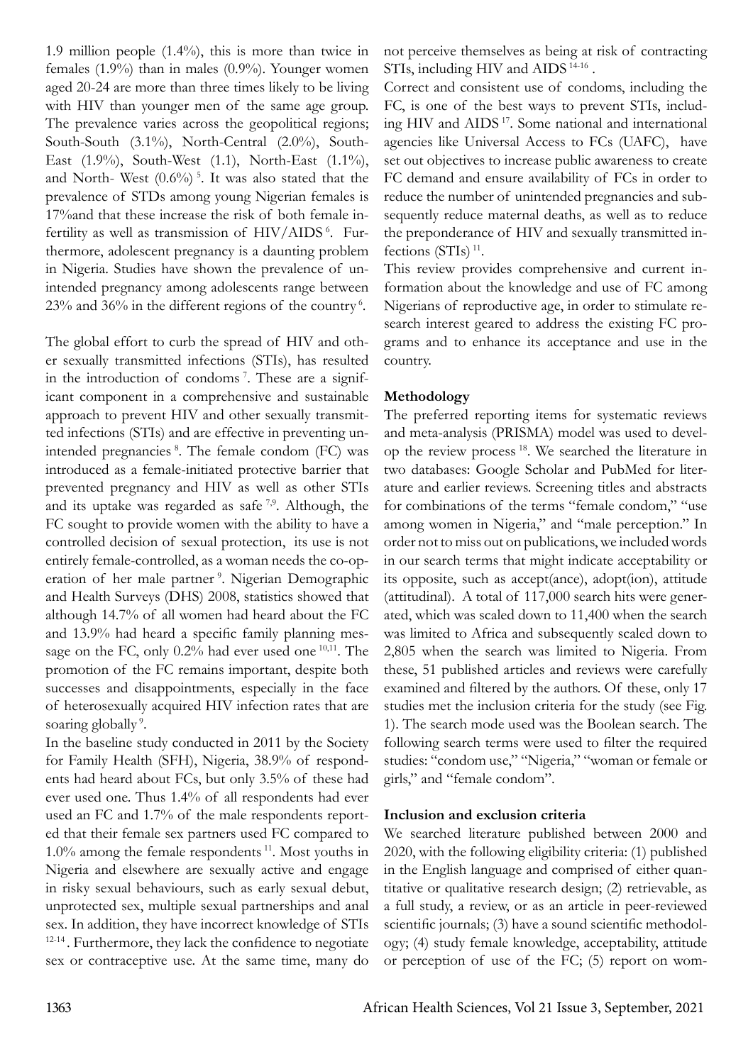1.9 million people (1.4%), this is more than twice in females (1.9%) than in males (0.9%). Younger women aged 20-24 are more than three times likely to be living with HIV than younger men of the same age group. The prevalence varies across the geopolitical regions; South-South (3.1%), North-Central (2.0%), South-East (1.9%), South-West (1.1), North-East (1.1%), and North- West (0.6%) [5]. It was also stated that the prevalence of STDs among young Nigerian females is 17%and that these increase the risk of both female infertility as well as transmission of HIV/AIDS [6]. Furthermore, adolescent pregnancy is a daunting problem in Nigeria. Studies have shown the prevalence of unintended pregnancy among adolescents range between 23% and 36% in the different regions of the country [6].

The global effort to curb the spread of HIV and other sexually transmitted infections (STIs), has resulted in the introduction of condoms [7]. These are a significant component in a comprehensive and sustainable approach to prevent HIV and other sexually transmitted infections (STIs) and are effective in preventing unintended pregnancies [8]. The female condom (FC) was introduced as a female-initiated protective barrier that prevented pregnancy and HIV as well as other STIs and its uptake was regarded as safe [7,9]. Although, the FC sought to provide women with the ability to have a controlled decision of sexual protection, its use is not entirely female-controlled, as a woman needs the co-operation of her male partner [9]. Nigerian Demographic and Health Surveys (DHS) 2008, statistics showed that although 14.7% of all women had heard about the FC and 13.9% had heard a specific family planning message on the FC, only 0.2% had ever used one [10,11]. The promotion of the FC remains important, despite both successes and disappointments, especially in the face of heterosexually acquired HIV infection rates that are soaring globally [9].

In the baseline study conducted in 2011 by the Society for Family Health (SFH), Nigeria, 38.9% of respondents had heard about FCs, but only 3.5% of these had ever used one. Thus 1.4% of all respondents had ever used an FC and 1.7% of the male respondents reported that their female sex partners used FC compared to 1.0% among the female respondents [11]. Most youths in Nigeria and elsewhere are sexually active and engage in risky sexual behaviours, such as early sexual debut, unprotected sex, multiple sexual partnerships and anal sex. In addition, they have incorrect knowledge of STIs [12-14]. Furthermore, they lack the confidence to negotiate sex or contraceptive use. At the same time, many do not perceive themselves as being at risk of contracting STIs, including HIV and AIDS [14-16].

Correct and consistent use of condoms, including the FC, is one of the best ways to prevent STIs, including HIV and AIDS [17]. Some national and international agencies like Universal Access to FCs (UAFC), have set out objectives to increase public awareness to create FC demand and ensure availability of FCs in order to reduce the number of unintended pregnancies and subsequently reduce maternal deaths, as well as to reduce the preponderance of HIV and sexually transmitted infections (STIs) [11].

This review provides comprehensive and current information about the knowledge and use of FC among Nigerians of reproductive age, in order to stimulate research interest geared to address the existing FC programs and to enhance its acceptance and use in the country.

## Methodology

The preferred reporting items for systematic reviews and meta-analysis (PRISMA) model was used to develop the review process [18]. We searched the literature in two databases: Google Scholar and PubMed for literature and earlier reviews. Screening titles and abstracts for combinations of the terms "female condom," "use among women in Nigeria," and "male perception." In order not to miss out on publications, we included words in our search terms that might indicate acceptability or its opposite, such as accept(ance), adopt(ion), attitude (attitudinal). A total of 117,000 search hits were generated, which was scaled down to 11,400 when the search was limited to Africa and subsequently scaled down to 2,805 when the search was limited to Nigeria. From these, 51 published articles and reviews were carefully examined and filtered by the authors. Of these, only 17 studies met the inclusion criteria for the study (see Fig. 1). The search mode used was the Boolean search. The following search terms were used to filter the required studies: "condom use," "Nigeria," "woman or female or girls," and "female condom".

## Inclusion and exclusion criteria

We searched literature published between 2000 and 2020, with the following eligibility criteria: (1) published in the English language and comprised of either quantitative or qualitative research design; (2) retrievable, as a full study, a review, or as an article in peer-reviewed scientific journals; (3) have a sound scientific methodology; (4) study female knowledge, acceptability, attitude or perception of use of the FC; (5) report on wom-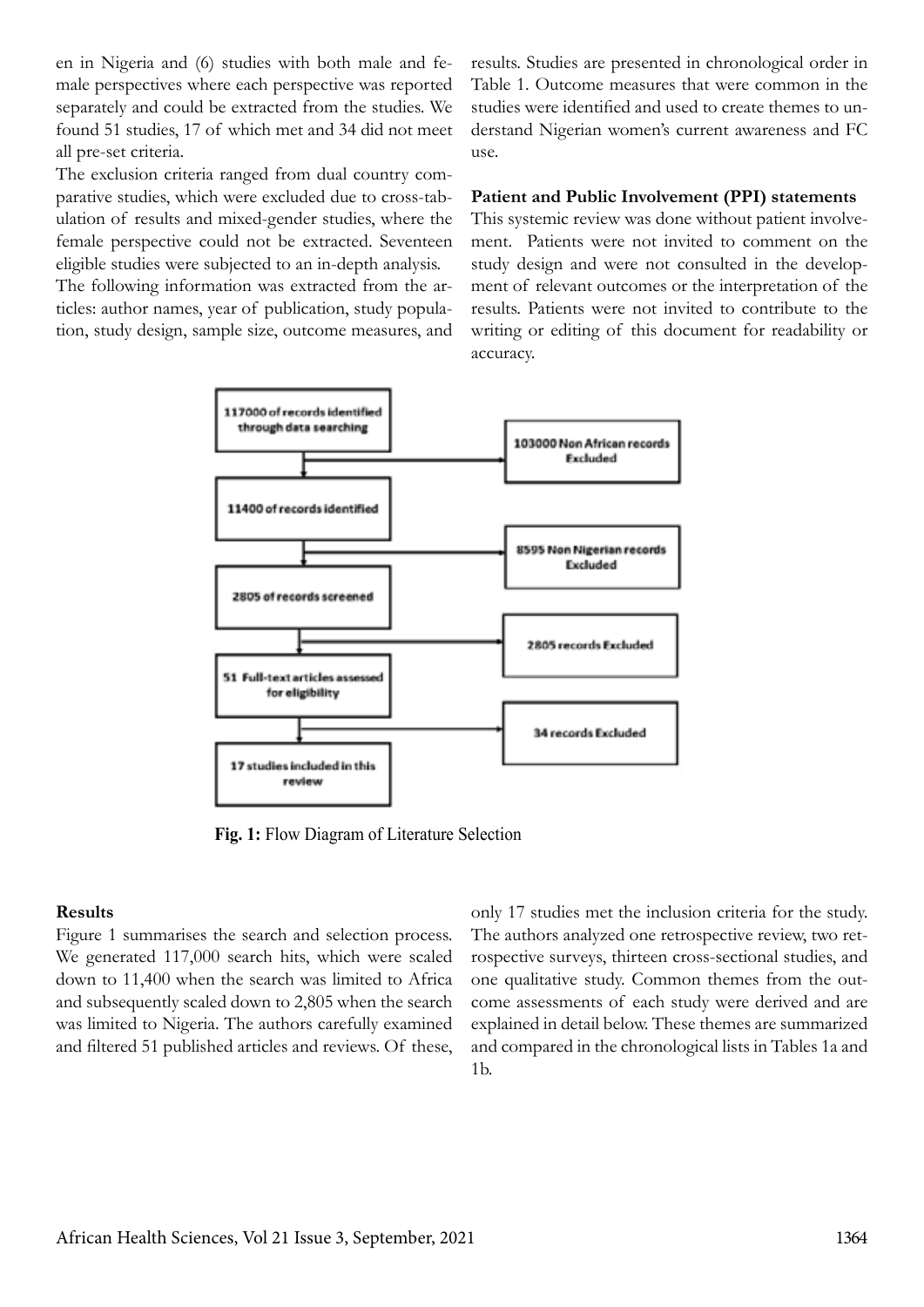en in Nigeria and (6) studies with both male and female perspectives where each perspective was reported separately and could be extracted from the studies. We found 51 studies, 17 of which met and 34 did not meet all pre-set criteria.

The exclusion criteria ranged from dual country comparative studies, which were excluded due to cross-tabulation of results and mixed-gender studies, where the female perspective could not be extracted. Seventeen eligible studies were subjected to an in-depth analysis.

The following information was extracted from the articles: author names, year of publication, study population, study design, sample size, outcome measures, and results. Studies are presented in chronological order in Table 1. Outcome measures that were common in the studies were identified and used to create themes to understand Nigerian women's current awareness and FC use.

**Patient and Public Involvement (PPI) statements**

This systemic review was done without patient involvement. Patients were not invited to comment on the study design and were not consulted in the development of relevant outcomes or the interpretation of the results. Patients were not invited to contribute to the writing or editing of this document for readability or accuracy.

117000 of records identified through data searching → 103000 Non African records Excluded

11400 of records identified → 8595 Non Nigerian records Excluded

2805 of records screened → 2805 records Excluded

51 Full-text articles assessed for eligibility → 34 records Excluded

17 studies included in this review

**Fig. 1:** Flow Diagram of Literature Selection

**Results**

Figure 1 summarises the search and selection process. We generated 117,000 search hits, which were scaled down to 11,400 when the search was limited to Africa and subsequently scaled down to 2,805 when the search was limited to Nigeria. The authors carefully examined and filtered 51 published articles and reviews. Of these, only 17 studies met the inclusion criteria for the study. The authors analyzed one retrospective review, two retrospective surveys, thirteen cross-sectional studies, and one qualitative study. Common themes from the outcome assessments of each study were derived and are explained in detail below. These themes are summarized and compared in the chronological lists in Tables 1a and 1b.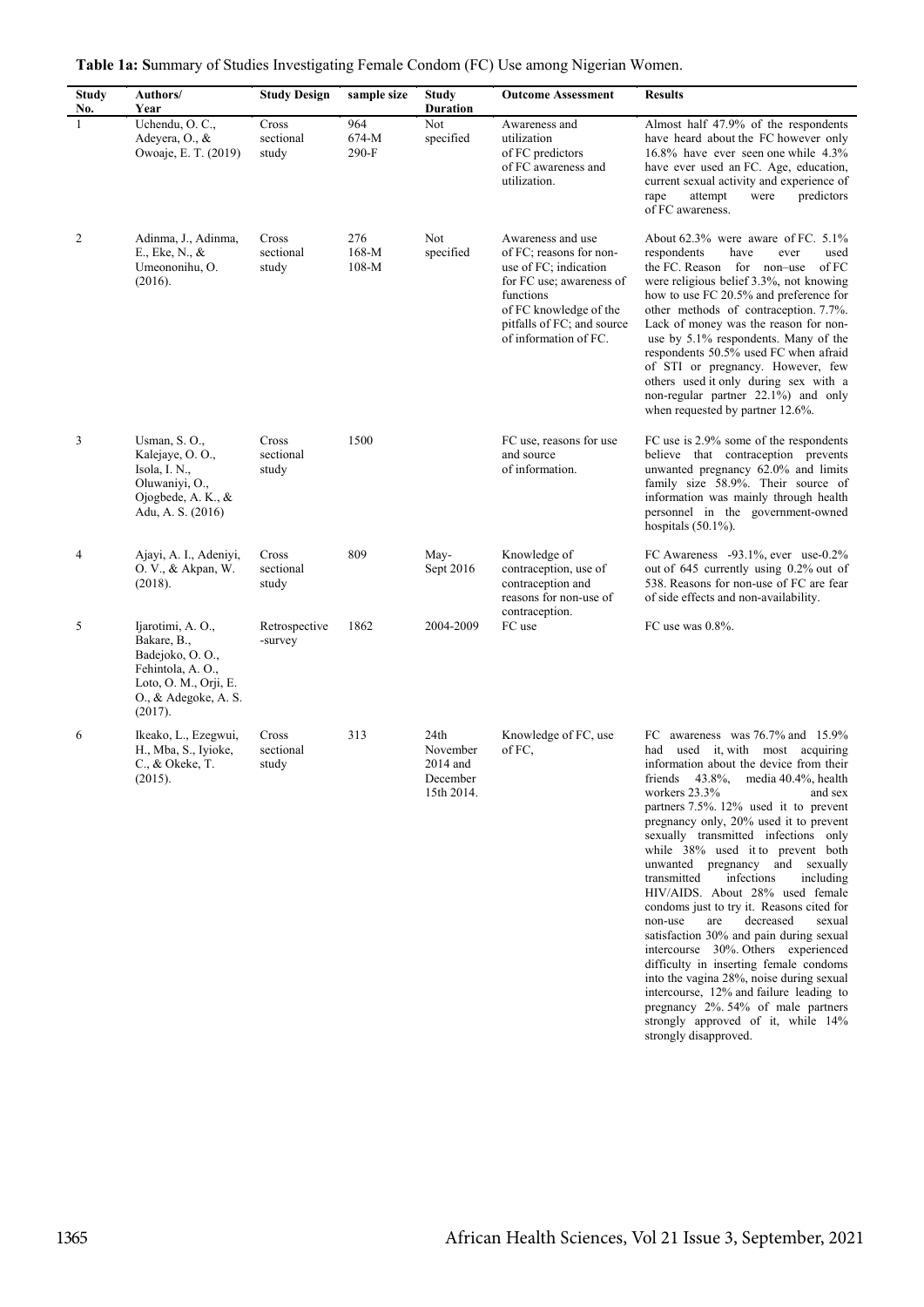**Table 1a: S**ummary of Studies Investigating Female Condom (FC) Use among Nigerian Women.

| Study No. | Authors/ Year | Study Design | sample size | Study Duration | Outcome Assessment | Results |
|---|---|---|---|---|---|---|
| 1 | Uchendu, O. C., Adeyera, O., & Owoaje, E. T. (2019) | Cross sectional study | 964 674-M 290-F | Not specified | Awareness and utilization of FC predictors of FC awareness and utilization. | Almost half 47.9% of the respondents have heard about the FC however only 16.8% have ever seen one while 4.3% have ever used an FC. Age, education, current sexual activity and experience of rape attempt were predictors of FC awareness. |
| 2 | Adinma, J., Adinma, E., Eke, N., & Umeononihu, O. (2016). | Cross sectional study | 276 168-M 108-M | Not specified | Awareness and use of FC; reasons for non-use of FC; indication for FC use; awareness of functions of FC knowledge of the pitfalls of FC; and source of information of FC. | About 62.3% were aware of FC. 5.1% respondents have ever used the FC. Reason for non–use of FC were religious belief 3.3%, not knowing how to use FC 20.5% and preference for other methods of contraception. 7.7%. Lack of money was the reason for non-use by 5.1% respondents. Many of the respondents 50.5% used FC when afraid of STI or pregnancy. However, few others used it only during sex with a non-regular partner 22.1%) and only when requested by partner 12.6%. |
| 3 | Usman, S. O., Kalejaye, O. O., Isola, I. N., Oluwaniyi, O., Ojogbede, A. K., & Adu, A. S. (2016) | Cross sectional study | 1500 | | FC use, reasons for use and source of information. | FC use is 2.9% some of the respondents believe that contraception prevents unwanted pregnancy 62.0% and limits family size 58.9%. Their source of information was mainly through health personnel in the government-owned hospitals (50.1%). |
| 4 | Ajayi, A. I., Adeniyi, O. V., & Akpan, W. (2018). | Cross sectional study | 809 | May-Sept 2016 | Knowledge of contraception, use of contraception and reasons for non-use of contraception. | FC Awareness -93.1%, ever use-0.2% out of 645 currently using 0.2% out of 538. Reasons for non-use of FC are fear of side effects and non-availability. |
| 5 | Ijarotimi, A. O., Bakare, B., Badejoko, O. O., Fehintola, A. O., Loto, O. M., Orji, E. O., & Adegoke, A. S. (2017). | Retrospective -survey | 1862 | 2004-2009 | FC use | FC use was 0.8%. |
| 6 | Ikeako, L., Ezegwui, H., Mba, S., Iyioke, C., & Okeke, T. (2015). | Cross sectional study | 313 | 24th November 2014 and December 15th 2014. | Knowledge of FC, use of FC, | FC awareness was 76.7% and 15.9% had used it, with most acquiring information about the device from their friends 43.8%, media 40.4%, health workers 23.3% and sex partners 7.5%. 12% used it to prevent pregnancy only, 20% used it to prevent sexually transmitted infections only while 38% used it to prevent both unwanted pregnancy and sexually transmitted infections including HIV/AIDS. About 28% used female condoms just to try it. Reasons cited for non-use are decreased sexual satisfaction 30% and pain during sexual intercourse 30%. Others experienced difficulty in inserting female condoms into the vagina 28%, noise during sexual intercourse, 12% and failure leading to pregnancy 2%. 54% of male partners strongly approved of it, while 14% strongly disapproved. |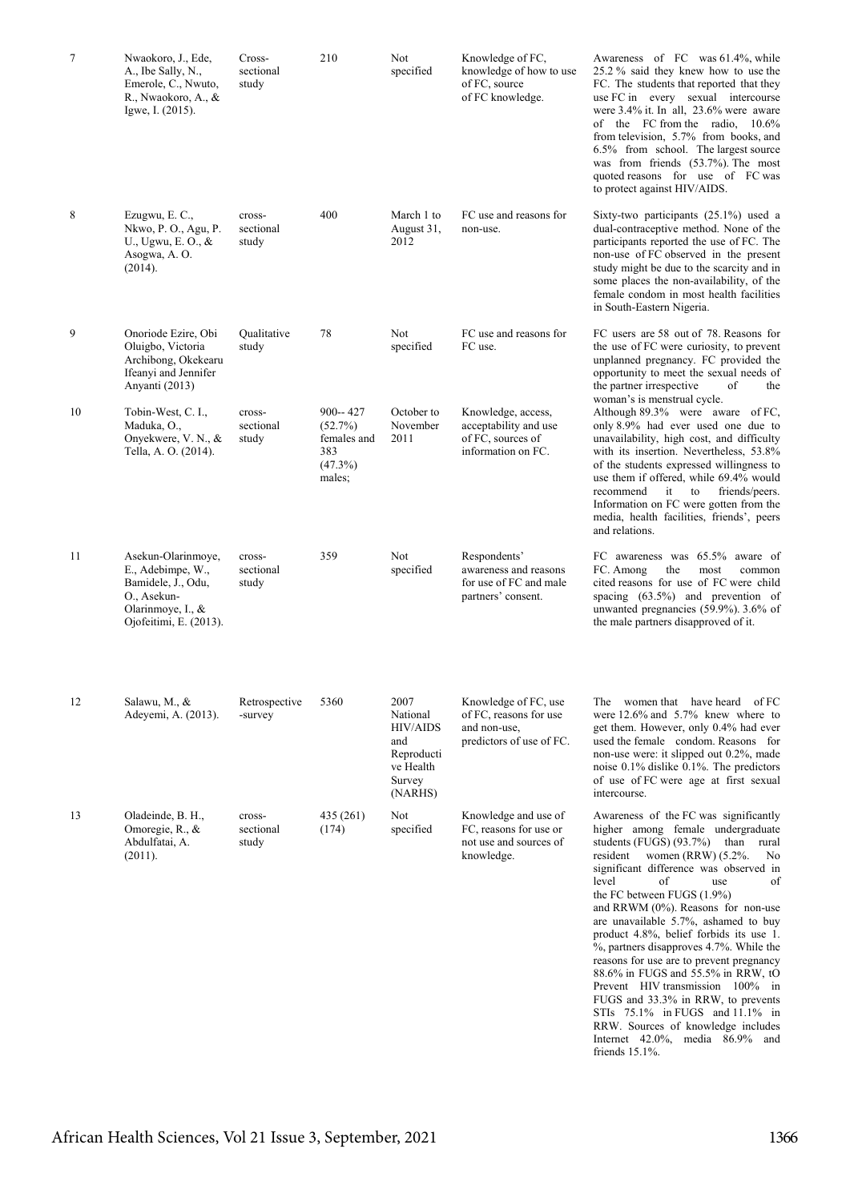| 7 | Nwaokoro, J., Ede, A., Ibe Sally, N., Emerole, C., Nwuto, R., Nwaokoro, A., & Igwe, I. (2015). | Cross-sectional study | 210 | Not specified | Knowledge of FC, knowledge of how to use of FC, source of FC knowledge. | Awareness of FC was 61.4%, while 25.2 % said they knew how to use the FC. The students that reported that they use FC in every sexual intercourse were 3.4% it. In all, 23.6% were aware of the FC from the radio, 10.6% from television, 5.7% from books, and 6.5% from school. The largest source was from friends (53.7%). The most quoted reasons for use of FC was to protect against HIV/AIDS. |
|---|---|---|---|---|---|---|
| 8 | Ezugwu, E. C., Nkwo, P. O., Agu, P. U., Ugwu, E. O., & Asogwa, A. O. (2014). | cross-sectional study | 400 | March 1 to August 31, 2012 | FC use and reasons for non-use. | Sixty-two participants (25.1%) used a dual-contraceptive method. None of the participants reported the use of FC. The non-use of FC observed in the present study might be due to the scarcity and in some places the non-availability, of the female condom in most health facilities in South-Eastern Nigeria. |
| 9 | Onoriode Ezire, Obi Oluigbo, Victoria Archibong, Okekearu Ifeanyi and Jennifer Anyanti (2013) | Qualitative study | 78 | Not specified | FC use and reasons for FC use. | FC users are 58 out of 78. Reasons for the use of FC were curiosity, to prevent unplanned pregnancy. FC provided the opportunity to meet the sexual needs of the partner irrespective of the woman's is menstrual cycle. |
| 10 | Tobin-West, C. I., Maduka, O., Onyekwere, V. N., & Tella, A. O. (2014). | cross-sectional study | 900-- 427 (52.7%) females and 383 (47.3%) males; | October to November 2011 | Knowledge, access, acceptability and use of FC, sources of information on FC. | Although 89.3% were aware of FC, only 8.9% had ever used one due to unavailability, high cost, and difficulty with its insertion. Nevertheless, 53.8% of the students expressed willingness to use them if offered, while 69.4% would recommend it to friends/peers. Information on FC were gotten from the media, health facilities, friends', peers and relations. |
| 11 | Asekun-Olarinmoye, E., Adebimpe, W., Bamidele, J., Odu, O., Asekun-Olarinmoye, I., & Ojofeitimi, E. (2013). | cross-sectional study | 359 | Not specified | Respondents' awareness and reasons for use of FC and male partners' consent. | FC awareness was 65.5% aware of FC. Among the most common cited reasons for use of FC were child spacing (63.5%) and prevention of unwanted pregnancies (59.9%). 3.6% of the male partners disapproved of it. |
| 12 | Salawu, M., & Adeyemi, A. (2013). | Retrospective-survey | 5360 | 2007 National HIV/AIDS and Reproductive Health Survey (NARHS) | Knowledge of FC, use of FC, reasons for use and non-use, predictors of use of FC. | The women that have heard of FC were 12.6% and 5.7% knew where to get them. However, only 0.4% had ever used the female condom. Reasons for non-use were: it slipped out 0.2%, made noise 0.1% dislike 0.1%. The predictors of use of FC were age at first sexual intercourse. |
| 13 | Oladeinde, B. H., Omoregie, R., & Abdulfatai, A. (2011). | cross-sectional study | 435 (261) (174) | Not specified | Knowledge and use of FC, reasons for use or not use and sources of knowledge. | Awareness of the FC was significantly higher among female undergraduate students (FUGS) (93.7%) than rural resident women (RRW) (5.2%. No significant difference was observed in level of use of the FC between FUGS (1.9%) and RRWM (0%). Reasons for non-use are unavailable 5.7%, ashamed to buy product 4.8%, belief forbids its use 1. %, partners disapproves 4.7%. While the reasons for use are to prevent pregnancy 88.6% in FUGS and 55.5% in RRW, tO Prevent HIV transmission 100% in FUGS and 33.3% in RRW, to prevents STIs 75.1% in FUGS and 11.1% in RRW. Sources of knowledge includes Internet 42.0%, media 86.9% and friends 15.1%. |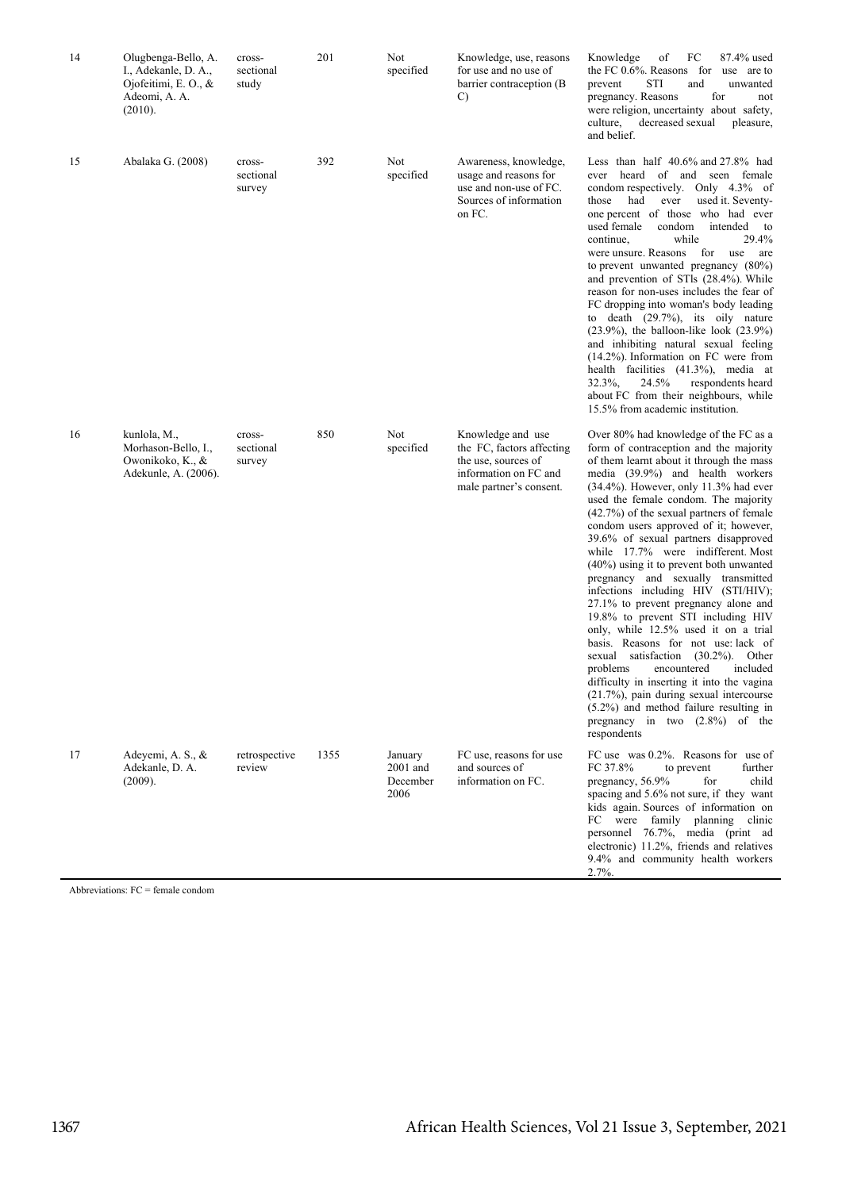| | | | | | | |
|---|---|---|---|---|---|---|
| 14 | Olugbenga-Bello, A. I., Adekanle, D. A., Ojofeitimi, E. O., & Adeomi, A. A. (2010). | cross-sectional study | 201 | Not specified | Knowledge, use, reasons for use and no use of barrier contraception (B C) | Knowledge of FC 87.4% used the FC 0.6%. Reasons for use are to prevent STI and unwanted pregnancy. Reasons for not were religion, uncertainty about safety, culture, decreased sexual pleasure, and belief. |
| 15 | Abalaka G. (2008) | cross-sectional survey | 392 | Not specified | Awareness, knowledge, usage and reasons for use and non-use of FC. Sources of information on FC. | Less than half 40.6% and 27.8% had ever heard of and seen female condom respectively. Only 4.3% of those had ever used it. Seventy-one percent of those who had ever used female condom intended to continue, while 29.4% were unsure. Reasons for use are to prevent unwanted pregnancy (80%) and prevention of STIs (28.4%). While reason for non-uses includes the fear of FC dropping into woman's body leading to death (29.7%), its oily nature (23.9%), the balloon-like look (23.9%) and inhibiting natural sexual feeling (14.2%). Information on FC were from health facilities (41.3%), media at 32.3%, 24.5% respondents heard about FC from their neighbours, while 15.5% from academic institution. |
| 16 | kunlola, M., Morhason-Bello, I., Owonikoko, K., & Adekunle, A. (2006). | cross-sectional survey | 850 | Not specified | Knowledge and use the FC, factors affecting the use, sources of information on FC and male partner's consent. | Over 80% had knowledge of the FC as a form of contraception and the majority of them learnt about it through the mass media (39.9%) and health workers (34.4%). However, only 11.3% had ever used the female condom. The majority (42.7%) of the sexual partners of female condom users approved of it; however, 39.6% of sexual partners disapproved while 17.7% were indifferent. Most (40%) using it to prevent both unwanted pregnancy and sexually transmitted infections including HIV (STI/HIV); 27.1% to prevent pregnancy alone and 19.8% to prevent STI including HIV only, while 12.5% used it on a trial basis. Reasons for not use: lack of sexual satisfaction (30.2%). Other problems encountered included difficulty in inserting it into the vagina (21.7%), pain during sexual intercourse (5.2%) and method failure resulting in pregnancy in two (2.8%) of the respondents |
| 17 | Adeyemi, A. S., & Adekanle, D. A. (2009). | retrospective review | 1355 | January 2001 and December 2006 | FC use, reasons for use and sources of information on FC. | FC use was 0.2%. Reasons for use of FC 37.8% to prevent further pregnancy, 56.9% for child spacing and 5.6% not sure, if they want kids again. Sources of information on FC were family planning clinic personnel 76.7%, media (print ad electronic) 11.2%, friends and relatives 9.4% and community health workers 2.7%. |

Abbreviations: FC = female condom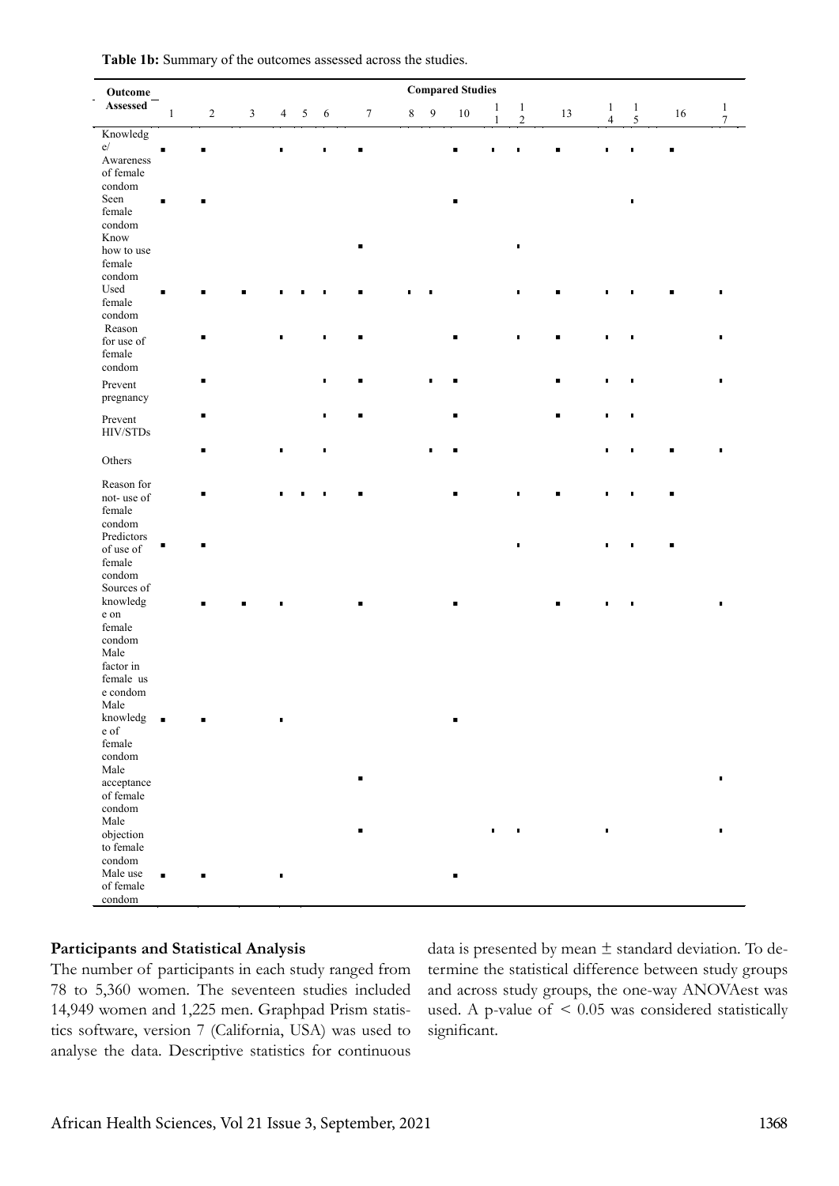**Table 1b:** Summary of the outcomes assessed across the studies.

| Outcome Assessed | Compared Studies | | | | | | | | | | | | | | | | |
|---|---|---|---|---|---|---|---|---|---|---|---|---|---|---|---|---|---|
| | 1 | 2 | 3 | 4 | 5 | 6 | 7 | 8 | 9 | 10 | 11 | 12 | 13 | 14 | 15 | 16 | 17 |
| Knowledge/ Awareness of female condom | ■ | ■ | | ■ | | ■ | ■ | | | ■ | ■ | ■ | ■ | ■ | ■ | ■ | |
| Seen female condom | ■ | ■ | | | | | | | | ■ | | | | | ■ | | |
| Know how to use female condom | | | | | | | ■ | | | | | ■ | | | | | |
| Used female condom | ■ | ■ | ■ | ■ | ■ | ■ | ■ | ■ | ■ | | | ■ | ■ | ■ | ■ | ■ | ■ |
| Reason for use of female condom | | ■ | | ■ | | ■ | ■ | | | ■ | | ■ | ■ | ■ | ■ | | ■ |
| Prevent pregnancy | | ■ | | | | ■ | ■ | | ■ | ■ | | | ■ | ■ | ■ | | ■ |
| Prevent HIV/STDs | | ■ | | | | ■ | ■ | | | ■ | | | ■ | ■ | ■ | | |
| Others | | ■ | | ■ | | ■ | | | ■ | ■ | | | | ■ | ■ | ■ | ■ |
| Reason for not- use of female condom | | ■ | | ■ | ■ | ■ | ■ | | | ■ | | ■ | ■ | ■ | ■ | ■ | |
| Predictors of use of female condom | ■ | ■ | | | | | | | | | | ■ | | ■ | ■ | ■ | |
| Sources of knowledge on female condom | | ■ | ■ | ■ | | | ■ | | | ■ | | | ■ | ■ | ■ | | ■ |
| Male factor in female use condom | | | | | | | | | | | | | | | | | |
| Male knowledge of female condom | ■ | ■ | | ■ | | | | | | ■ | | | | | | | |
| Male acceptance of female condom | | | | | | | ■ | | | | | | | | | | ■ |
| Male objection to female condom | | | | | | | ■ | | | | ■ | ■ | | ■ | | | ■ |
| Male use of female condom | ■ | ■ | | ■ | | | | | | ■ | | | | | | | |

**Participants and Statistical Analysis**

The number of participants in each study ranged from 78 to 5,360 women. The seventeen studies included 14,949 women and 1,225 men. Graphpad Prism statistics software, version 7 (California, USA) was used to analyse the data. Descriptive statistics for continuous data is presented by mean ± standard deviation. To determine the statistical difference between study groups and across study groups, the one-way ANOVAest was used. A p-value of $< 0.05$ was considered statistically significant.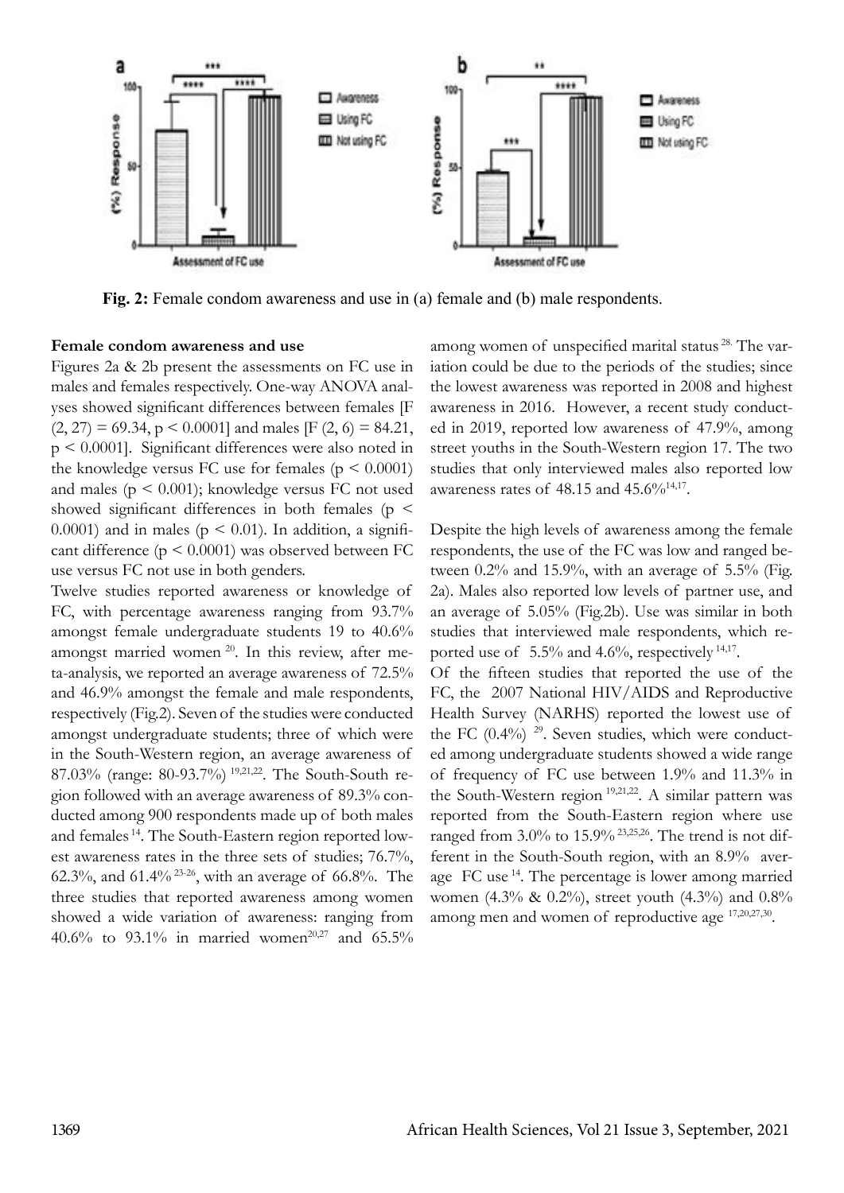Fig. 2: Female condom awareness and use in (a) female and (b) male respondents.

**Female condom awareness and use**

Figures 2a & 2b present the assessments on FC use in males and females respectively. One-way ANOVA analyses showed significant differences between females [$F (2, 27) = 69.34$, $p < 0.0001$] and males [$F (2, 6) = 84.21$, $p < 0.0001$]. Significant differences were also noted in the knowledge versus FC use for females ($p < 0.0001$) and males ($p < 0.001$); knowledge versus FC not used showed significant differences in both females ($p < 0.0001$) and in males ($p < 0.01$). In addition, a significant difference ($p < 0.0001$) was observed between FC use versus FC not use in both genders.

Twelve studies reported awareness or knowledge of FC, with percentage awareness ranging from 93.7% amongst female undergraduate students 19 to 40.6% amongst married women [20]. In this review, after meta-analysis, we reported an average awareness of 72.5% and 46.9% amongst the female and male respondents, respectively (Fig.2). Seven of the studies were conducted amongst undergraduate students; three of which were in the South-Western region, an average awareness of 87.03% (range: 80-93.7%) [19,21,22]. The South-South region followed with an average awareness of 89.3% conducted among 900 respondents made up of both males and females [14]. The South-Eastern region reported lowest awareness rates in the three sets of studies; 76.7%, 62.3%, and 61.4% [23-26], with an average of 66.8%. The three studies that reported awareness among women showed a wide variation of awareness: ranging from 40.6% to 93.1% in married women[20,27] and 65.5% among women of unspecified marital status [28]. The variation could be due to the periods of the studies; since the lowest awareness was reported in 2008 and highest awareness in 2016. However, a recent study conducted in 2019, reported low awareness of 47.9%, among street youths in the South-Western region 17. The two studies that only interviewed males also reported low awareness rates of 48.15 and 45.6%[14,17].

Despite the high levels of awareness among the female respondents, the use of the FC was low and ranged between 0.2% and 15.9%, with an average of 5.5% (Fig. 2a). Males also reported low levels of partner use, and an average of 5.05% (Fig.2b). Use was similar in both studies that interviewed male respondents, which reported use of 5.5% and 4.6%, respectively [14,17].

Of the fifteen studies that reported the use of the FC, the 2007 National HIV/AIDS and Reproductive Health Survey (NARHS) reported the lowest use of the FC (0.4%) [29]. Seven studies, which were conducted among undergraduate students showed a wide range of frequency of FC use between 1.9% and 11.3% in the South-Western region [19,21,22]. A similar pattern was reported from the South-Eastern region where use ranged from 3.0% to 15.9% [23,25,26]. The trend is not different in the South-South region, with an 8.9% average FC use [14]. The percentage is lower among married women (4.3% & 0.2%), street youth (4.3%) and 0.8% among men and women of reproductive age [17,20,27,30].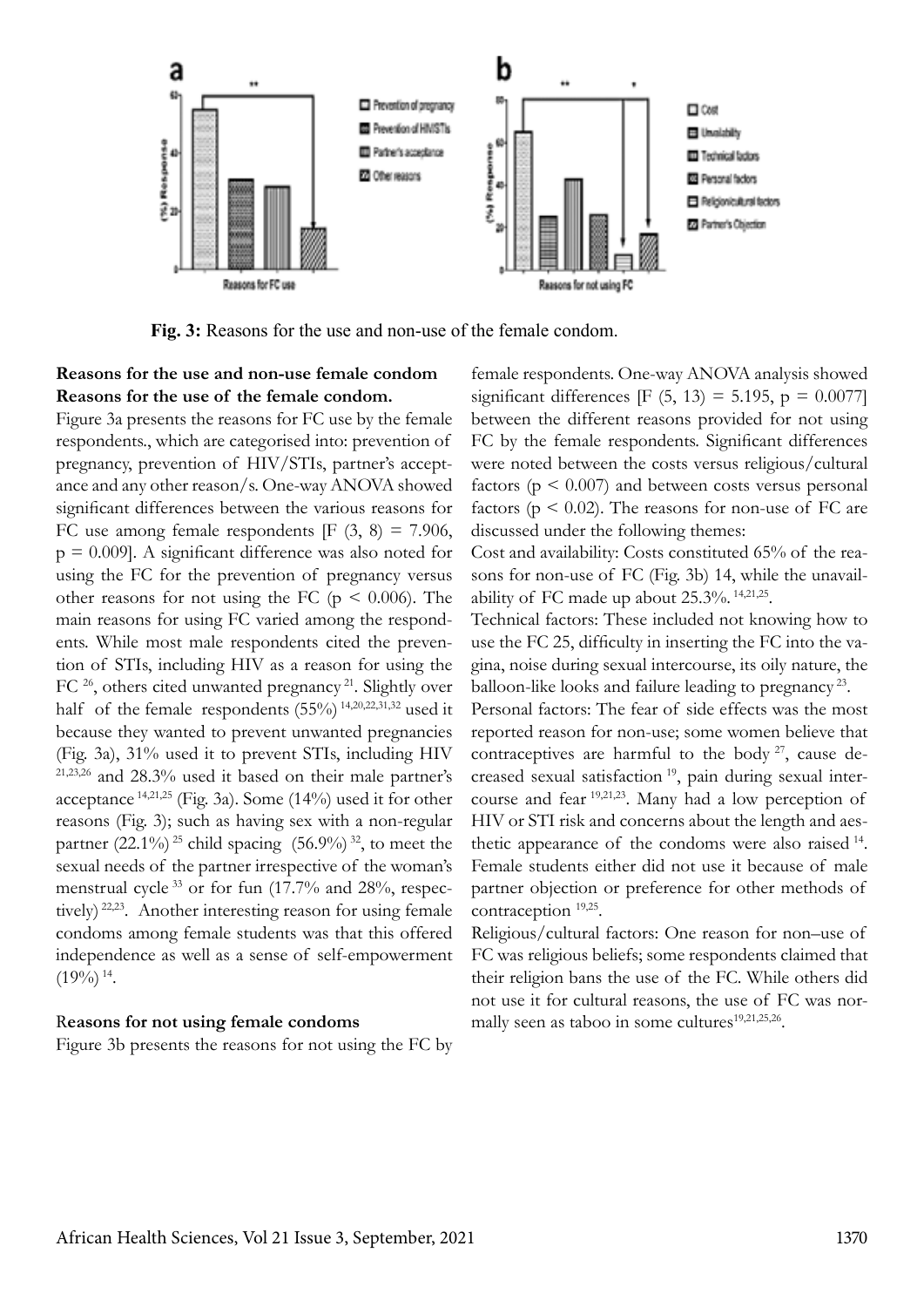**Fig. 3:** Reasons for the use and non-use of the female condom.

**Reasons for the use and non-use female condom**

**Reasons for the use of the female condom.**

Figure 3a presents the reasons for FC use by the female respondents., which are categorised into: prevention of pregnancy, prevention of HIV/STIs, partner's acceptance and any other reason/s. One-way ANOVA showed significant differences between the various reasons for FC use among female respondents [F (3, 8) = 7.906, p = 0.009]. A significant difference was also noted for using the FC for the prevention of pregnancy versus other reasons for not using the FC ($p < 0.006$). The main reasons for using FC varied among the respondents. While most male respondents cited the prevention of STIs, including HIV as a reason for using the FC [26], others cited unwanted pregnancy [21]. Slightly over half of the female respondents (55%) [14,20,22,31,32] used it because they wanted to prevent unwanted pregnancies (Fig. 3a), 31% used it to prevent STIs, including HIV [21,23,26] and 28.3% used it based on their male partner's acceptance [14,21,25] (Fig. 3a). Some (14%) used it for other reasons (Fig. 3); such as having sex with a non-regular partner (22.1%) [25] child spacing (56.9%) [32], to meet the sexual needs of the partner irrespective of the woman's menstrual cycle [33] or for fun (17.7% and 28%, respectively) [22,23]. Another interesting reason for using female condoms among female students was that this offered independence as well as a sense of self-empowerment (19%) [14].

**Reasons for not using female condoms**

Figure 3b presents the reasons for not using the FC by female respondents. One-way ANOVA analysis showed significant differences [F (5, 13) = 5.195, p = 0.0077] between the different reasons provided for not using FC by the female respondents. Significant differences were noted between the costs versus religious/cultural factors ($p < 0.007$) and between costs versus personal factors ($p < 0.02$). The reasons for non-use of FC are discussed under the following themes:

Cost and availability: Costs constituted 65% of the reasons for non-use of FC (Fig. 3b) 14, while the unavailability of FC made up about 25.3%. [14,21,25].

Technical factors: These included not knowing how to use the FC 25, difficulty in inserting the FC into the vagina, noise during sexual intercourse, its oily nature, the balloon-like looks and failure leading to pregnancy [23].

Personal factors: The fear of side effects was the most reported reason for non-use; some women believe that contraceptives are harmful to the body [27], cause decreased sexual satisfaction [19], pain during sexual intercourse and fear [19,21,23]. Many had a low perception of HIV or STI risk and concerns about the length and aesthetic appearance of the condoms were also raised [14]. Female students either did not use it because of male partner objection or preference for other methods of contraception [19,25].

Religious/cultural factors: One reason for non–use of FC was religious beliefs; some respondents claimed that their religion bans the use of the FC. While others did not use it for cultural reasons, the use of FC was normally seen as taboo in some cultures[19,21,25,26].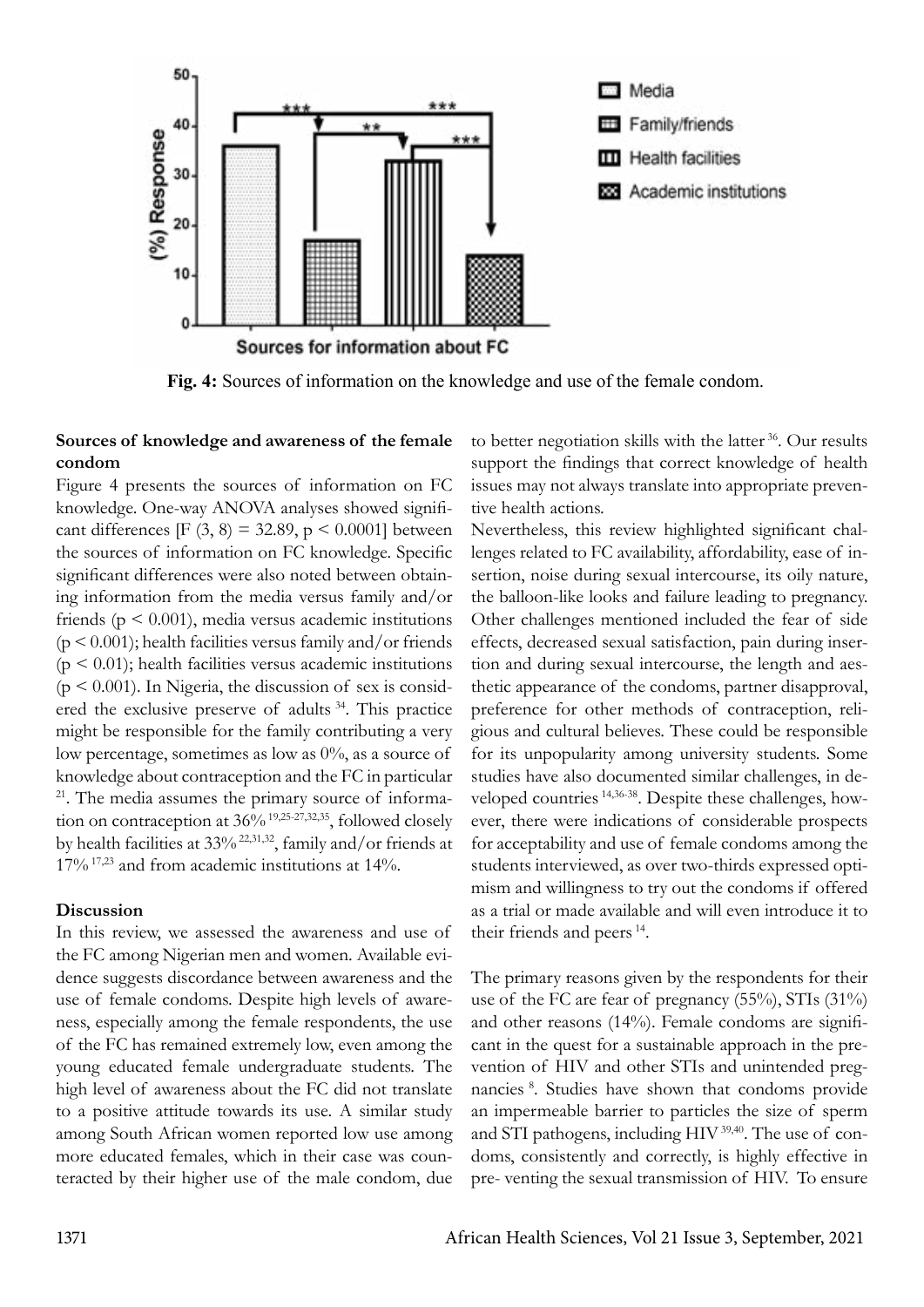**Fig. 4:** Sources of information on the knowledge and use of the female condom.

### Sources of knowledge and awareness of the female condom

Figure 4 presents the sources of information on FC knowledge. One-way ANOVA analyses showed significant differences [$F(3, 8) = 32.89$, $p < 0.0001$] between the sources of information on FC knowledge. Specific significant differences were also noted between obtaining information from the media versus family and/or friends ($p < 0.001$), media versus academic institutions ($p < 0.001$); health facilities versus family and/or friends ($p < 0.01$); health facilities versus academic institutions ($p < 0.001$). In Nigeria, the discussion of sex is considered the exclusive preserve of adults [34]. This practice might be responsible for the family contributing a very low percentage, sometimes as low as 0%, as a source of knowledge about contraception and the FC in particular [21]. The media assumes the primary source of information on contraception at 36% [19,25-27,32,35], followed closely by health facilities at 33% [22,31,32], family and/or friends at 17% [17,23] and from academic institutions at 14%.

## Discussion

In this review, we assessed the awareness and use of the FC among Nigerian men and women. Available evidence suggests discordance between awareness and the use of female condoms. Despite high levels of awareness, especially among the female respondents, the use of the FC has remained extremely low, even among the young educated female undergraduate students. The high level of awareness about the FC did not translate to a positive attitude towards its use. A similar study among South African women reported low use among more educated females, which in their case was counteracted by their higher use of the male condom, due to better negotiation skills with the latter [36]. Our results support the findings that correct knowledge of health issues may not always translate into appropriate preventive health actions.

Nevertheless, this review highlighted significant challenges related to FC availability, affordability, ease of insertion, noise during sexual intercourse, its oily nature, the balloon-like looks and failure leading to pregnancy. Other challenges mentioned included the fear of side effects, decreased sexual satisfaction, pain during insertion and during sexual intercourse, the length and aesthetic appearance of the condoms, partner disapproval, preference for other methods of contraception, religious and cultural believes. These could be responsible for its unpopularity among university students. Some studies have also documented similar challenges, in developed countries [14,36-38]. Despite these challenges, however, there were indications of considerable prospects for acceptability and use of female condoms among the students interviewed, as over two-thirds expressed optimism and willingness to try out the condoms if offered as a trial or made available and will even introduce it to their friends and peers [14].

The primary reasons given by the respondents for their use of the FC are fear of pregnancy (55%), STIs (31%) and other reasons (14%). Female condoms are significant in the quest for a sustainable approach in the prevention of HIV and other STIs and unintended pregnancies [8]. Studies have shown that condoms provide an impermeable barrier to particles the size of sperm and STI pathogens, including HIV [39,40]. The use of condoms, consistently and correctly, is highly effective in pre- venting the sexual transmission of HIV. To ensure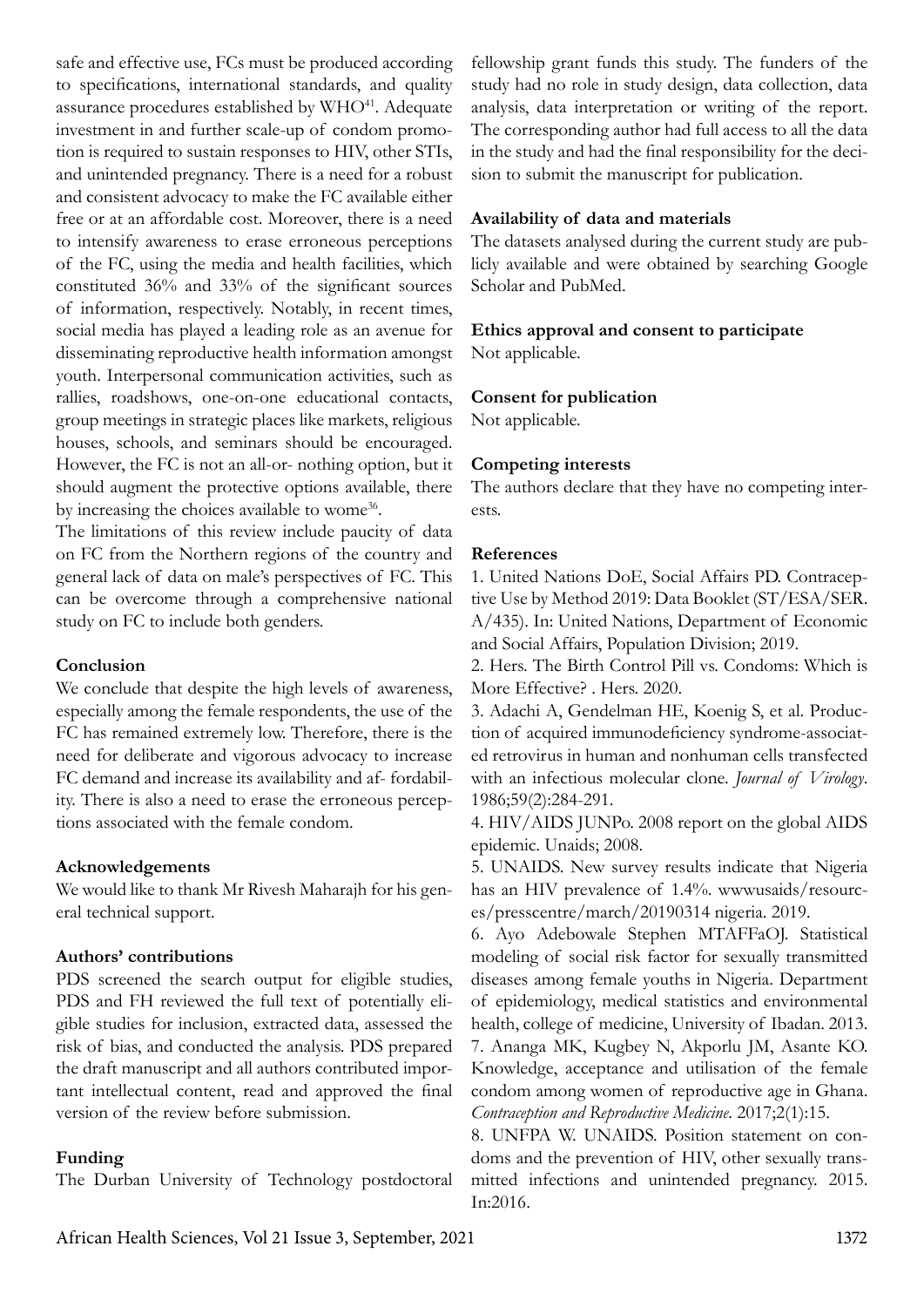safe and effective use, FCs must be produced according to specifications, international standards, and quality assurance procedures established by WHO[41]. Adequate investment in and further scale-up of condom promotion is required to sustain responses to HIV, other STIs, and unintended pregnancy. There is a need for a robust and consistent advocacy to make the FC available either free or at an affordable cost. Moreover, there is a need to intensify awareness to erase erroneous perceptions of the FC, using the media and health facilities, which constituted 36% and 33% of the significant sources of information, respectively. Notably, in recent times, social media has played a leading role as an avenue for disseminating reproductive health information amongst youth. Interpersonal communication activities, such as rallies, roadshows, one-on-one educational contacts, group meetings in strategic places like markets, religious houses, schools, and seminars should be encouraged. However, the FC is not an all-or- nothing option, but it should augment the protective options available, there by increasing the choices available to wome[36].

The limitations of this review include paucity of data on FC from the Northern regions of the country and general lack of data on male's perspectives of FC. This can be overcome through a comprehensive national study on FC to include both genders.

## Conclusion

We conclude that despite the high levels of awareness, especially among the female respondents, the use of the FC has remained extremely low. Therefore, there is the need for deliberate and vigorous advocacy to increase FC demand and increase its availability and af- fordability. There is also a need to erase the erroneous perceptions associated with the female condom.

## Acknowledgements

We would like to thank Mr Rivesh Maharajh for his general technical support.

## Authors' contributions

PDS screened the search output for eligible studies, PDS and FH reviewed the full text of potentially eligible studies for inclusion, extracted data, assessed the risk of bias, and conducted the analysis. PDS prepared the draft manuscript and all authors contributed important intellectual content, read and approved the final version of the review before submission.

## Funding

The Durban University of Technology postdoctoral fellowship grant funds this study. The funders of the study had no role in study design, data collection, data analysis, data interpretation or writing of the report. The corresponding author had full access to all the data in the study and had the final responsibility for the decision to submit the manuscript for publication.

## Availability of data and materials

The datasets analysed during the current study are publicly available and were obtained by searching Google Scholar and PubMed.

## Ethics approval and consent to participate

Not applicable.

## Consent for publication

Not applicable.

## Competing interests

The authors declare that they have no competing interests.

## References

1. United Nations DoE, Social Affairs PD. Contraceptive Use by Method 2019: Data Booklet (ST/ESA/SER. A/435). In: United Nations, Department of Economic and Social Affairs, Population Division; 2019.
2. Hers. The Birth Control Pill vs. Condoms: Which is More Effective? . Hers. 2020.
3. Adachi A, Gendelman HE, Koenig S, et al. Production of acquired immunodeficiency syndrome-associated retrovirus in human and nonhuman cells transfected with an infectious molecular clone. *Journal of Virology*. 1986;59(2):284-291.
4. HIV/AIDS JUNPo. 2008 report on the global AIDS epidemic. Unaids; 2008.
5. UNAIDS. New survey results indicate that Nigeria has an HIV prevalence of 1.4%. wwwusaids/resources/presscentre/march/20190314 nigeria. 2019.
6. Ayo Adebowale Stephen MTAFFaOJ. Statistical modeling of social risk factor for sexually transmitted diseases among female youths in Nigeria. Department of epidemiology, medical statistics and environmental health, college of medicine, University of Ibadan. 2013.
7. Ananga MK, Kugbey N, Akporlu JM, Asante KO. Knowledge, acceptance and utilisation of the female condom among women of reproductive age in Ghana. *Contraception and Reproductive Medicine*. 2017;2(1):15.
8. UNFPA W. UNAIDS. Position statement on condoms and the prevention of HIV, other sexually transmitted infections and unintended pregnancy. 2015. In:2016.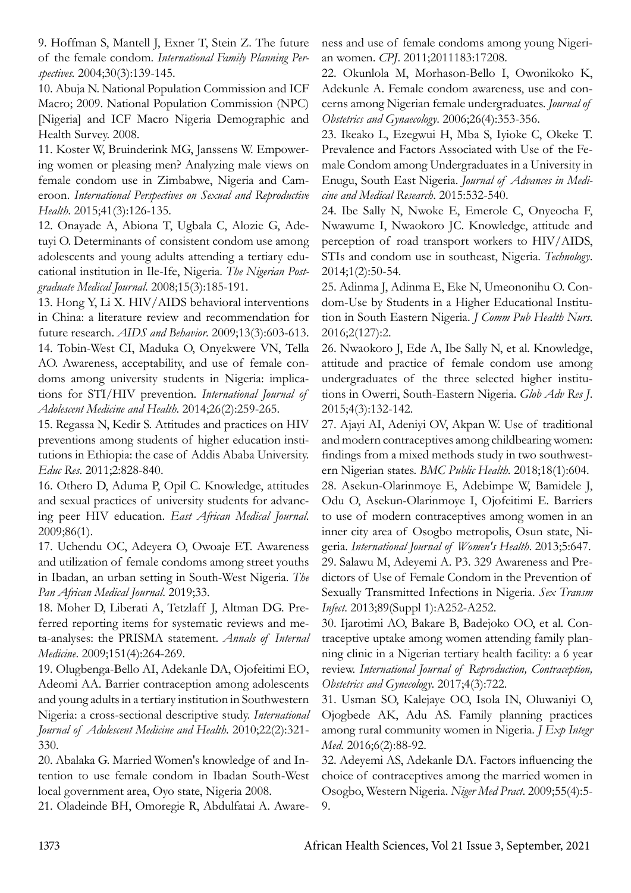9. Hoffman S, Mantell J, Exner T, Stein Z. The future of the female condom. *International Family Planning Perspectives.* 2004;30(3):139-145.

10. Abuja N. National Population Commission and ICF Macro; 2009. National Population Commission (NPC) [Nigeria] and ICF Macro Nigeria Demographic and Health Survey. 2008.

11. Koster W, Bruinderink MG, Janssens W. Empowering women or pleasing men? Analyzing male views on female condom use in Zimbabwe, Nigeria and Cameroon. *International Perspectives on Sexual and Reproductive Health*. 2015;41(3):126-135.

12. Onayade A, Abiona T, Ugbala C, Alozie G, Adetuyi O. Determinants of consistent condom use among adolescents and young adults attending a tertiary educational institution in Ile-Ife, Nigeria. *The Nigerian Postgraduate Medical Journal*. 2008;15(3):185-191.

13. Hong Y, Li X. HIV/AIDS behavioral interventions in China: a literature review and recommendation for future research. *AIDS and Behavior*. 2009;13(3):603-613.

14. Tobin-West CI, Maduka O, Onyekwere VN, Tella AO. Awareness, acceptability, and use of female condoms among university students in Nigeria: implications for STI/HIV prevention. *International Journal of Adolescent Medicine and Health*. 2014;26(2):259-265.

15. Regassa N, Kedir S. Attitudes and practices on HIV preventions among students of higher education institutions in Ethiopia: the case of Addis Ababa University. *Educ Res*. 2011;2:828-840.

16. Othero D, Aduma P, Opil C. Knowledge, attitudes and sexual practices of university students for advancing peer HIV education. *East African Medical Journal*. 2009;86(1).

17. Uchendu OC, Adeyera O, Owoaje ET. Awareness and utilization of female condoms among street youths in Ibadan, an urban setting in South-West Nigeria. *The Pan African Medical Journal*. 2019;33.

18. Moher D, Liberati A, Tetzlaff J, Altman DG. Preferred reporting items for systematic reviews and meta-analyses: the PRISMA statement. *Annals of Internal Medicine*. 2009;151(4):264-269.

19. Olugbenga-Bello AI, Adekanle DA, Ojofeitimi EO, Adeomi AA. Barrier contraception among adolescents and young adults in a tertiary institution in Southwestern Nigeria: a cross-sectional descriptive study. *International Journal of Adolescent Medicine and Health*. 2010;22(2):321-330.

20. Abalaka G. Married Women's knowledge of and Intention to use female condom in Ibadan South-West local government area, Oyo state, Nigeria 2008.

21. Oladeinde BH, Omoregie R, Abdulfatai A. Awareness and use of female condoms among young Nigerian women. *CPJ*. 2011;2011183:17208.

22. Okunlola M, Morhason-Bello I, Owonikoko K, Adekunle A. Female condom awareness, use and concerns among Nigerian female undergraduates. *Journal of Obstetrics and Gynaecology*. 2006;26(4):353-356.

23. Ikeako L, Ezegwui H, Mba S, Iyioke C, Okeke T. Prevalence and Factors Associated with Use of the Female Condom among Undergraduates in a University in Enugu, South East Nigeria. *Journal of Advances in Medicine and Medical Research*. 2015:532-540.

24. Ibe Sally N, Nwoke E, Emerole C, Onyeocha F, Nwawume I, Nwaokoro JC. Knowledge, attitude and perception of road transport workers to HIV/AIDS, STIs and condom use in southeast, Nigeria. *Technology*. 2014;1(2):50-54.

25. Adinma J, Adinma E, Eke N, Umeononihu O. Condom-Use by Students in a Higher Educational Institution in South Eastern Nigeria. *J Comm Pub Health Nurs*. 2016;2(127):2.

26. Nwaokoro J, Ede A, Ibe Sally N, et al. Knowledge, attitude and practice of female condom use among undergraduates of the three selected higher institutions in Owerri, South-Eastern Nigeria. *Glob Adv Res J*. 2015;4(3):132-142.

27. Ajayi AI, Adeniyi OV, Akpan W. Use of traditional and modern contraceptives among childbearing women: findings from a mixed methods study in two southwestern Nigerian states. *BMC Public Health*. 2018;18(1):604.

28. Asekun-Olarinmoye E, Adebimpe W, Bamidele J, Odu O, Asekun-Olarinmoye I, Ojofeitimi E. Barriers to use of modern contraceptives among women in an inner city area of Osogbo metropolis, Osun state, Nigeria. *International Journal of Women's Health*. 2013;5:647.

29. Salawu M, Adeyemi A. P3. 329 Awareness and Predictors of Use of Female Condom in the Prevention of Sexually Transmitted Infections in Nigeria. *Sex Transm Infect*. 2013;89(Suppl 1):A252-A252.

30. Ijarotimi AO, Bakare B, Badejoko OO, et al. Contraceptive uptake among women attending family planning clinic in a Nigerian tertiary health facility: a 6 year review. *International Journal of Reproduction, Contraception, Obstetrics and Gynecology*. 2017;4(3):722.

31. Usman SO, Kalejaye OO, Isola IN, Oluwaniyi O, Ojogbede AK, Adu AS. Family planning practices among rural community women in Nigeria. *J Exp Integr Med*. 2016;6(2):88-92.

32. Adeyemi AS, Adekanle DA. Factors influencing the choice of contraceptives among the married women in Osogbo, Western Nigeria. *Niger Med Pract*. 2009;55(4):5-9.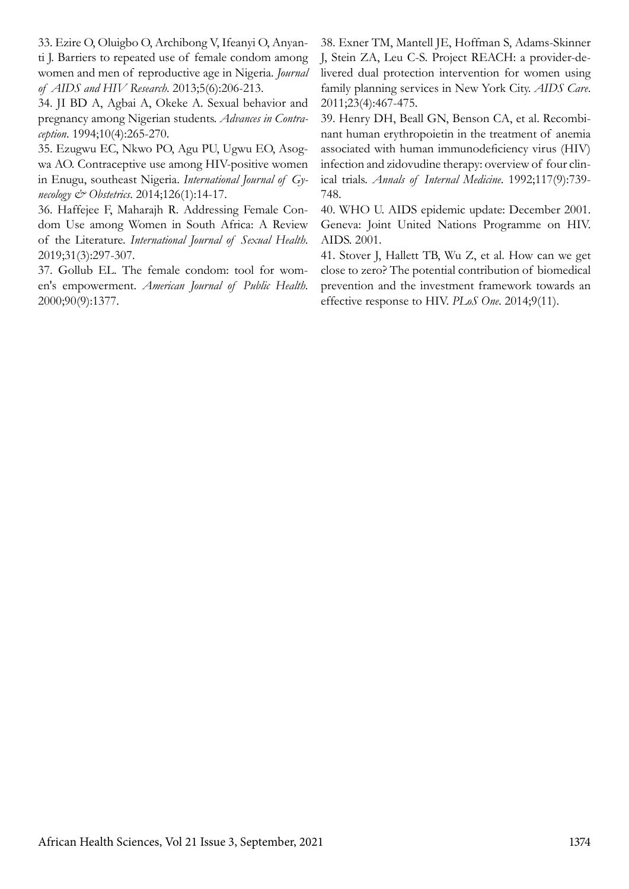33. Ezire O, Oluigbo O, Archibong V, Ifeanyi O, Anyanti J. Barriers to repeated use of female condom among women and men of reproductive age in Nigeria. *Journal of AIDS and HIV Research*. 2013;5(6):206-213.

34. JI BD A, Agbai A, Okeke A. Sexual behavior and pregnancy among Nigerian students. *Advances in Contraception*. 1994;10(4):265-270.

35. Ezugwu EC, Nkwo PO, Agu PU, Ugwu EO, Asogwa AO. Contraceptive use among HIV-positive women in Enugu, southeast Nigeria. *International Journal of Gynecology & Obstetrics*. 2014;126(1):14-17.

36. Haffejee F, Maharajh R. Addressing Female Condom Use among Women in South Africa: A Review of the Literature. *International Journal of Sexual Health*. 2019;31(3):297-307.

37. Gollub EL. The female condom: tool for women's empowerment. *American Journal of Public Health*. 2000;90(9):1377.

38. Exner TM, Mantell JE, Hoffman S, Adams-Skinner J, Stein ZA, Leu C-S. Project REACH: a provider-delivered dual protection intervention for women using family planning services in New York City. *AIDS Care*. 2011;23(4):467-475.

39. Henry DH, Beall GN, Benson CA, et al. Recombinant human erythropoietin in the treatment of anemia associated with human immunodeficiency virus (HIV) infection and zidovudine therapy: overview of four clinical trials. *Annals of Internal Medicine*. 1992;117(9):739-748.

40. WHO U. AIDS epidemic update: December 2001. Geneva: Joint United Nations Programme on HIV. AIDS. 2001.

41. Stover J, Hallett TB, Wu Z, et al. How can we get close to zero? The potential contribution of biomedical prevention and the investment framework towards an effective response to HIV. *PLoS One*. 2014;9(11).